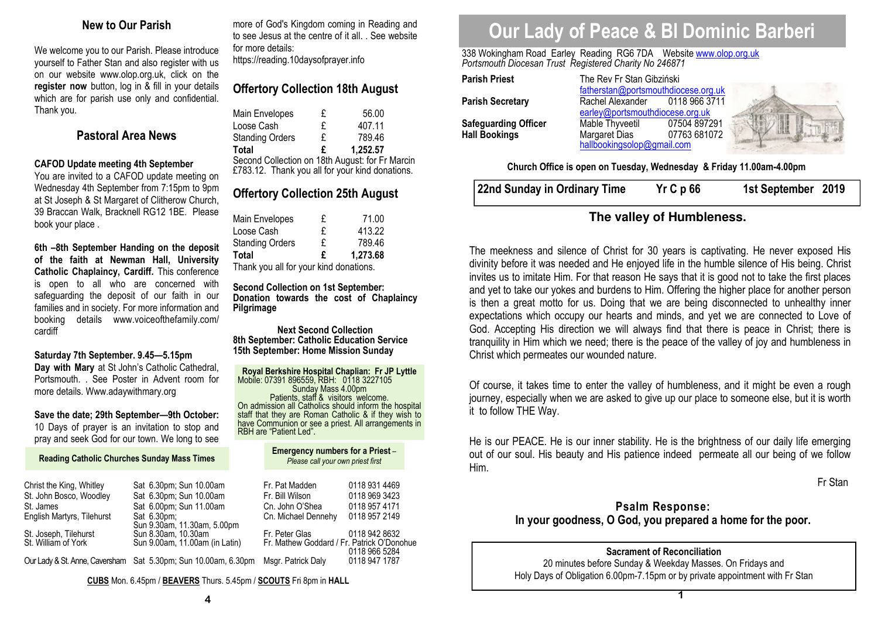## New to Our Parish

We welcome you to our Parish. Please introduce yourself to Father Stan and also register with us on our website www.olop.org.uk, click on the **register now** button, log in & fill in your details which are for parish use only and confidential. Thank you.

## Pastoral Area News

**CAFOD Update meeting 4th September**
You are invited to a CAFOD update meeting on Wednesday 4th September from 7:15pm to 9pm at St Joseph & St Margaret of Clitherow Church, 39 Braccan Walk, Bracknell RG12 1BE. Please book your place .

**6th –8th September Handing on the deposit of the faith at Newman Hall, University Catholic Chaplaincy, Cardiff.** This conference is open to all who are concerned with safeguarding the deposit of our faith in our families and in society. For more information and booking details www.voiceofthefamily.com/cardiff

**Saturday 7th September. 9.45—5.15pm**
**Day with Mary** at St John's Catholic Cathedral, Portsmouth. . See Poster in Advent room for more details. Www.adaywithmary.org

**Save the date; 29th September—9th October:** 10 Days of prayer is an invitation to stop and pray and seek God for our town. We long to see more of God's Kingdom coming in Reading and to see Jesus at the centre of it all. . See website for more details:
https://reading.10daysofprayer.info

## Offertory Collection 18th August

| | | |
|---|---|---|
| Main Envelopes | £ | 56.00 |
| Loose Cash | £ | 407.11 |
| Standing Orders | £ | 789.46 |
| **Total** | **£** | **1,252.57** |

Second Collection on 18th August: for Fr Marcin £783.12. Thank you all for your kind donations.

## Offertory Collection 25th August

| | | |
|---|---|---|
| Main Envelopes | £ | 71.00 |
| Loose Cash | £ | 413.22 |
| Standing Orders | £ | 789.46 |
| **Total** | **£** | **1,273.68** |

Thank you all for your kind donations.

**Second Collection on 1st September: Donation towards the cost of Chaplaincy Pilgrimage**

**Next Second Collection**
**8th September: Catholic Education Service**
**15th September: Home Mission Sunday**

**Royal Berkshire Hospital Chaplian: Fr JP Lyttle**
Mobile: 07391 896559, RBH: 0118 3227105
Sunday Mass 4.00pm
Patients, staff & visitors welcome.
On admission all Catholics should inform the hospital staff that they are Roman Catholic & if they wish to have Communion or see a priest. All arrangements in RBH are "Patient Led".

**Reading Catholic Churches Sunday Mass Times**

**Emergency numbers for a Priest** –
*Please call your own priest first*

| | | | |
|---|---|---|---|
| Christ the King, Whitley | Sat 6.30pm; Sun 10.00am | Fr. Pat Madden | 0118 931 4469 |
| St. John Bosco, Woodley | Sat 6.30pm; Sun 10.00am | Fr. Bill Wilson | 0118 969 3423 |
| St. James | Sat 6.00pm; Sun 11.00am | Cn. John O'Shea | 0118 957 4171 |
| English Martyrs, Tilehurst | Sat 6.30pm; Sun 9.30am, 11.30am, 5.00pm | Cn. Michael Dennehy | 0118 957 2149 |
| St. Joseph, Tilehurst | Sun 8.30am, 10.30am | Fr. Peter Glas | 0118 942 8632 |
| St. William of York | Sun 9.00am, 11.00am (in Latin) | Fr. Mathew Goddard / Fr. Patrick O'Donohue | 0118 966 5284 |
| Our Lady & St. Anne, Caversham | Sat 5.30pm; Sun 10.00am, 6.30pm | Msgr. Patrick Daly | 0118 947 1787 |

**CUBS** Mon. 6.45pm / **BEAVERS** Thurs. 5.45pm / **SCOUTS** Fri 8pm in **HALL**

# Our Lady of Peace & Bl Dominic Barberi

338 Wokingham Road Earley Reading RG6 7DA Website www.olop.org.uk
*Portsmouth Diocesan Trust Registered Charity No 246871*

| | | |
|---|---|---|
| **Parish Priest** | The Rev Fr Stan Gibziński, fatherstan@portsmouthdiocese.org.uk | |
| **Parish Secretary** | Rachel Alexander, earley@portsmouthdiocese.org.uk | 0118 966 3711 |
| **Safeguarding Officer** | Mable Thyveetil | 07504 897291 |
| **Hall Bookings** | Margaret Dias, hallbookingsolop@gmail.com | 07763 681072 |

**Church Office is open on Tuesday, Wednesday & Friday 11.00am-4.00pm**

**22nd Sunday in Ordinary Time Yr C p 66 1st September 2019**

## The valley of Humbleness.

The meekness and silence of Christ for 30 years is captivating. He never exposed His divinity before it was needed and He enjoyed life in the humble silence of His being. Christ invites us to imitate Him. For that reason He says that it is good not to take the first places and yet to take our yokes and burdens to Him. Offering the higher place for another person is then a great motto for us. Doing that we are being disconnected to unhealthy inner expectations which occupy our hearts and minds, and yet we are connected to Love of God. Accepting His direction we will always find that there is peace in Christ; there is tranquility in Him which we need; there is the peace of the valley of joy and humbleness in Christ which permeates our wounded nature.

Of course, it takes time to enter the valley of humbleness, and it might be even a rough journey, especially when we are asked to give up our place to someone else, but it is worth it to follow THE Way.

He is our PEACE. He is our inner stability. He is the brightness of our daily life emerging out of our soul. His beauty and His patience indeed permeate all our being of we follow Him.

Fr Stan

**Psalm Response:**
**In your goodness, O God, you prepared a home for the poor.**

**Sacrament of Reconciliation**
20 minutes before Sunday & Weekday Masses. On Fridays and Holy Days of Obligation 6.00pm-7.15pm or by private appointment with Fr Stan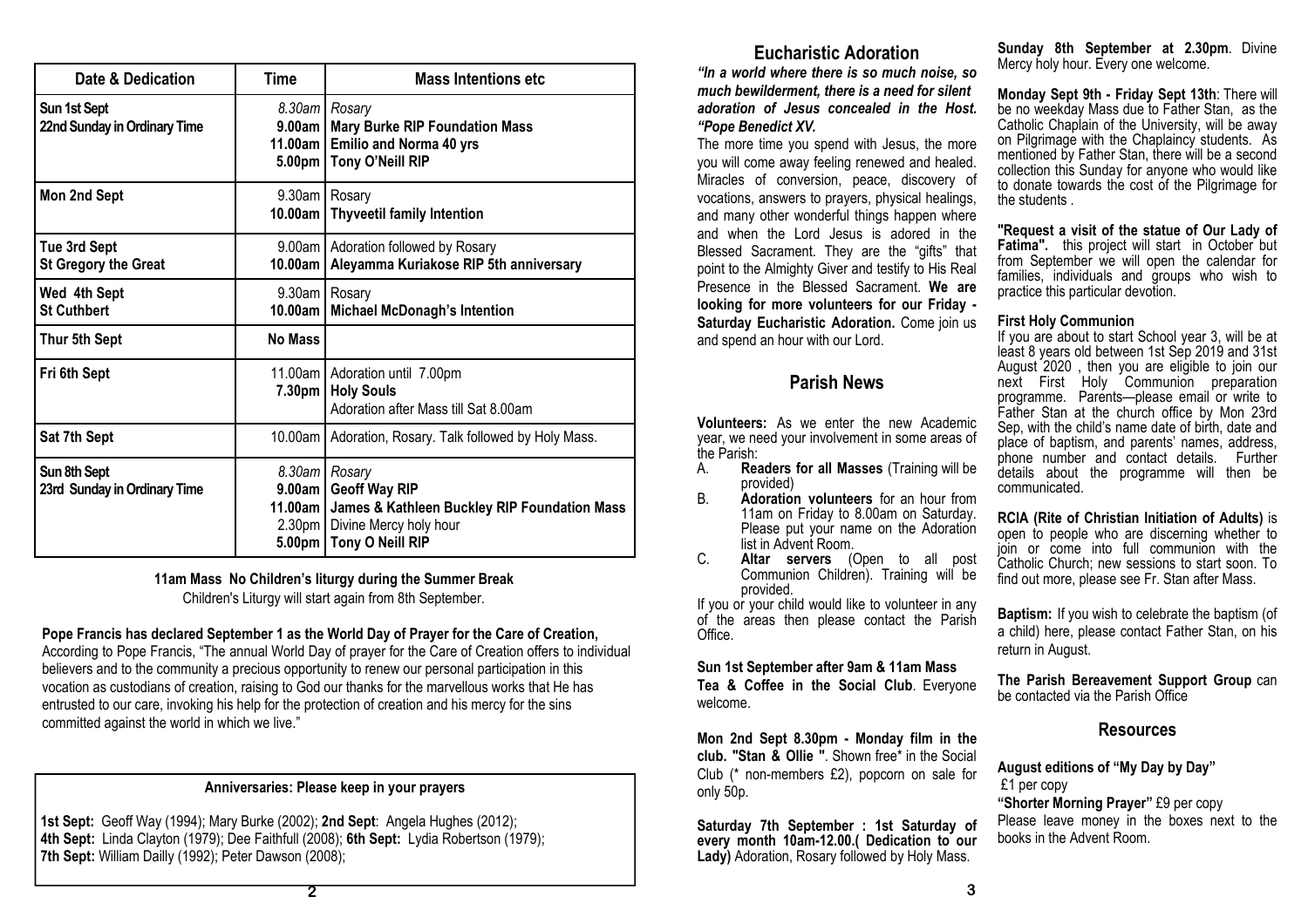| Date & Dedication | Time | Mass Intentions etc |
|---|---|---|
| **Sun 1st Sept** **22nd Sunday in Ordinary Time** | *8.30am* **9.00am** **11.00am** **5.00pm** | *Rosary* **Mary Burke RIP Foundation Mass** **Emilio and Norma 40 yrs** **Tony O'Neill RIP** |
| **Mon 2nd Sept** | 9.30am **10.00am** | Rosary **Thyveetil family Intention** |
| **Tue 3rd Sept** **St Gregory the Great** | 9.00am **10.00am** | Adoration followed by Rosary **Aleyamma Kuriakose RIP 5th anniversary** |
| **Wed 4th Sept** **St Cuthbert** | 9.30am **10.00am** | Rosary **Michael McDonagh's Intention** |
| **Thur 5th Sept** | **No Mass** | |
| **Fri 6th Sept** | 11.00am **7.30pm** | Adoration until 7.00pm **Holy Souls** Adoration after Mass till Sat 8.00am |
| **Sat 7th Sept** | 10.00am | Adoration, Rosary. Talk followed by Holy Mass. |
| **Sun 8th Sept** **23rd Sunday in Ordinary Time** | *8.30am* **9.00am** **11.00am** 2.30pm **5.00pm** | *Rosary* **Geoff Way RIP** **James & Kathleen Buckley RIP Foundation Mass** Divine Mercy holy hour **Tony O Neill RIP** |

**11am Mass No Children's liturgy during the Summer Break**
Children's Liturgy will start again from 8th September.

**Pope Francis has declared September 1 as the World Day of Prayer for the Care of Creation,**
According to Pope Francis, "The annual World Day of prayer for the Care of Creation offers to individual believers and to the community a precious opportunity to renew our personal participation in this vocation as custodians of creation, raising to God our thanks for the marvellous works that He has entrusted to our care, invoking his help for the protection of creation and his mercy for the sins committed against the world in which we live."

**Anniversaries: Please keep in your prayers**

**1st Sept:** Geoff Way (1994); Mary Burke (2002); **2nd Sept**: Angela Hughes (2012);
**4th Sept:** Linda Clayton (1979); Dee Faithfull (2008); **6th Sept:** Lydia Robertson (1979);
**7th Sept:** William Dailly (1992); Peter Dawson (2008);

## Eucharistic Adoration

***"In a world where there is so much noise, so much bewilderment, there is a need for silent adoration of Jesus concealed in the Host. "Pope Benedict XV.***

The more time you spend with Jesus, the more you will come away feeling renewed and healed. Miracles of conversion, peace, discovery of vocations, answers to prayers, physical healings, and many other wonderful things happen where and when the Lord Jesus is adored in the Blessed Sacrament. They are the "gifts" that point to the Almighty Giver and testify to His Real Presence in the Blessed Sacrament. **We are looking for more volunteers for our Friday - Saturday Eucharistic Adoration.** Come join us and spend an hour with our Lord.

## Parish News

**Volunteers:** As we enter the new Academic year, we need your involvement in some areas of the Parish:

A. **Readers for all Masses** (Training will be provided)
B. **Adoration volunteers** for an hour from 11am on Friday to 8.00am on Saturday. Please put your name on the Adoration list in Advent Room.
C. **Altar servers** (Open to all post Communion Children). Training will be provided.

If you or your child would like to volunteer in any of the areas then please contact the Parish Office.

**Sun 1st September after 9am & 11am Mass**
**Tea & Coffee in the Social Club**. Everyone welcome.

**Mon 2nd Sept 8.30pm - Monday film in the club. "Stan & Ollie "**. Shown free* in the Social Club (* non-members £2), popcorn on sale for only 50p.

**Saturday 7th September : 1st Saturday of every month 10am-12.00.( Dedication to our Lady)** Adoration, Rosary followed by Holy Mass.

**Sunday 8th September at 2.30pm**. Divine Mercy holy hour. Every one welcome.

**Monday Sept 9th - Friday Sept 13th**: There will be no weekday Mass due to Father Stan, as the Catholic Chaplain of the University, will be away on Pilgrimage with the Chaplaincy students. As mentioned by Father Stan, there will be a second collection this Sunday for anyone who would like to donate towards the cost of the Pilgrimage for the students .

**"Request a visit of the statue of Our Lady of Fatima".** this project will start in October but from September we will open the calendar for families, individuals and groups who wish to practice this particular devotion.

**First Holy Communion**
If you are about to start School year 3, will be at least 8 years old between 1st Sep 2019 and 31st August 2020 , then you are eligible to join our next First Holy Communion preparation programme. Parents—please email or write to Father Stan at the church office by Mon 23rd Sep, with the child's name date of birth, date and place of baptism, and parents' names, address, phone number and contact details. Further details about the programme will then be communicated.

**RCIA (Rite of Christian Initiation of Adults)** is open to people who are discerning whether to join or come into full communion with the Catholic Church; new sessions to start soon. To find out more, please see Fr. Stan after Mass.

**Baptism:** If you wish to celebrate the baptism (of a child) here, please contact Father Stan, on his return in August.

**The Parish Bereavement Support Group** can be contacted via the Parish Office

## Resources

**August editions of "My Day by Day"**
£1 per copy
**"Shorter Morning Prayer"** £9 per copy
Please leave money in the boxes next to the books in the Advent Room.